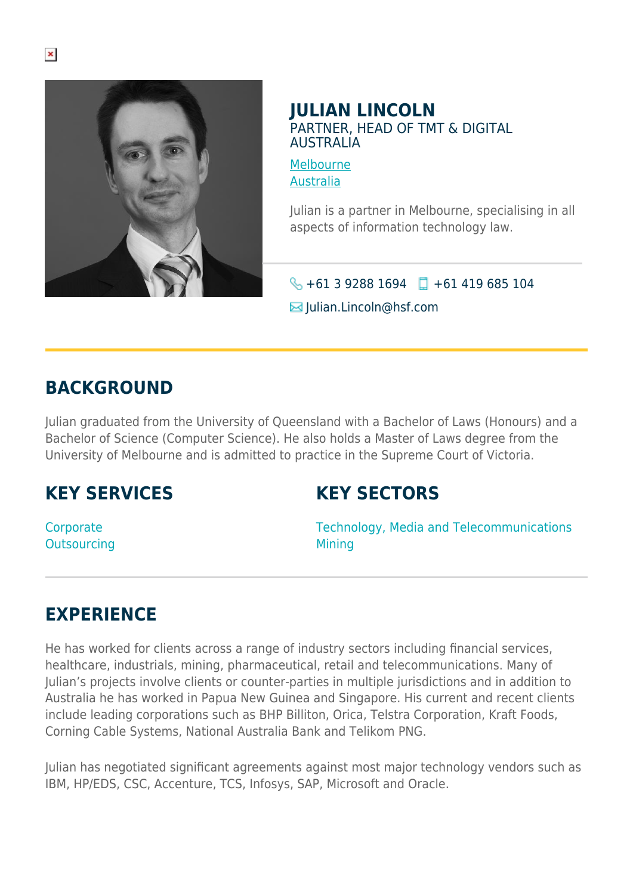# JULIAN LINCOLN

PARTNER, HEAD OF TMT & DIGITAL AUSTRALIA

[Melbourne](#)
[Australia](#)

Julian is a partner in Melbourne, specialising in all aspects of information technology law.

+61 3 9288 1694 +61 419 685 104

Julian.Lincoln@hsf.com

## BACKGROUND

Julian graduated from the University of Queensland with a Bachelor of Laws (Honours) and a Bachelor of Science (Computer Science). He also holds a Master of Laws degree from the University of Melbourne and is admitted to practice in the Supreme Court of Victoria.

## KEY SERVICES

Corporate
Outsourcing

## KEY SECTORS

Technology, Media and Telecommunications
Mining

## EXPERIENCE

He has worked for clients across a range of industry sectors including financial services, healthcare, industrials, mining, pharmaceutical, retail and telecommunications. Many of Julian's projects involve clients or counter-parties in multiple jurisdictions and in addition to Australia he has worked in Papua New Guinea and Singapore. His current and recent clients include leading corporations such as BHP Billiton, Orica, Telstra Corporation, Kraft Foods, Corning Cable Systems, National Australia Bank and Telikom PNG.

Julian has negotiated significant agreements against most major technology vendors such as IBM, HP/EDS, CSC, Accenture, TCS, Infosys, SAP, Microsoft and Oracle.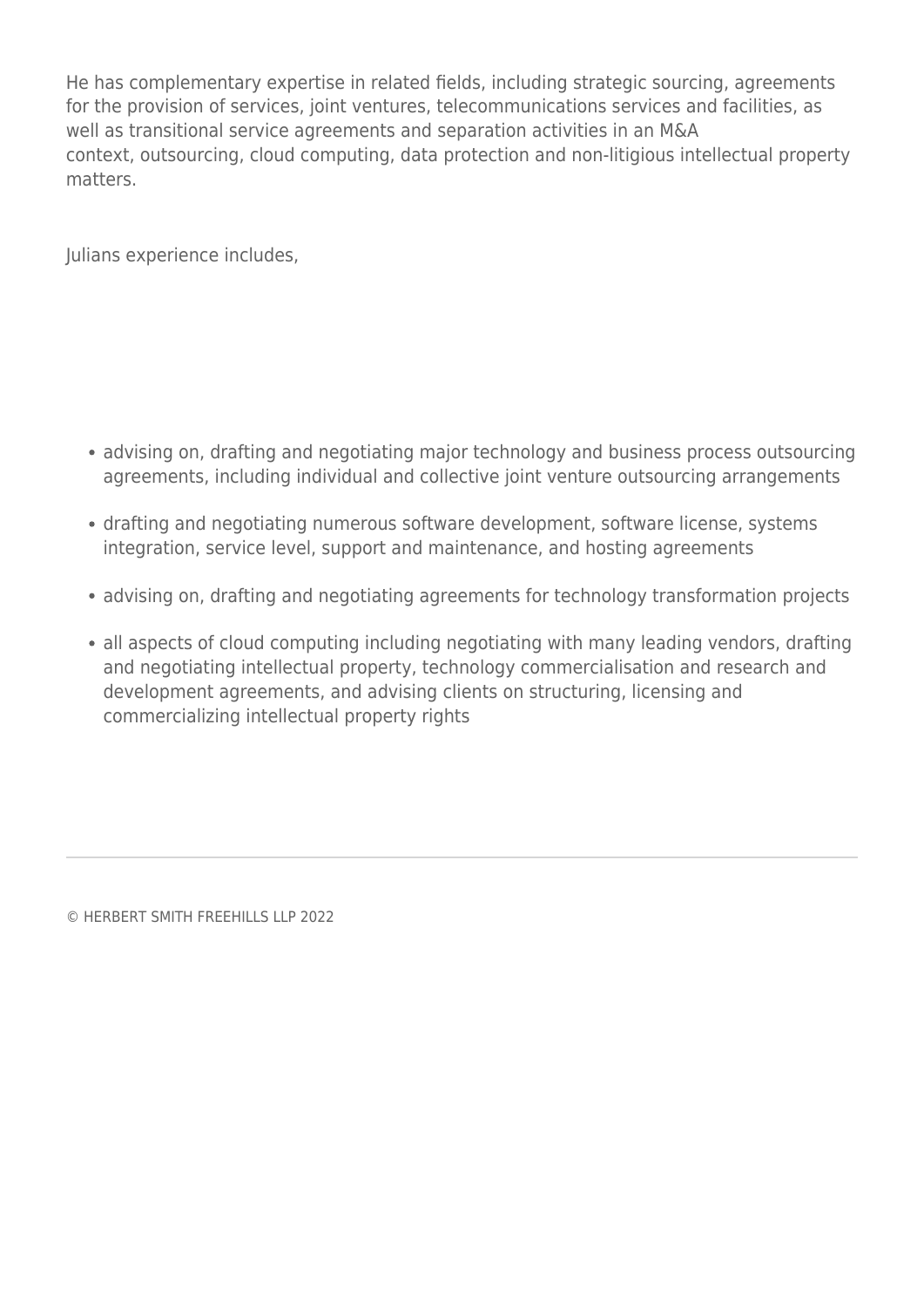He has complementary expertise in related fields, including strategic sourcing, agreements for the provision of services, joint ventures, telecommunications services and facilities, as well as transitional service agreements and separation activities in an M&A context, outsourcing, cloud computing, data protection and non-litigious intellectual property matters.

Julians experience includes,

- advising on, drafting and negotiating major technology and business process outsourcing agreements, including individual and collective joint venture outsourcing arrangements
- drafting and negotiating numerous software development, software license, systems integration, service level, support and maintenance, and hosting agreements
- advising on, drafting and negotiating agreements for technology transformation projects
- all aspects of cloud computing including negotiating with many leading vendors, drafting and negotiating intellectual property, technology commercialisation and research and development agreements, and advising clients on structuring, licensing and commercializing intellectual property rights

---

© HERBERT SMITH FREEHILLS LLP 2022